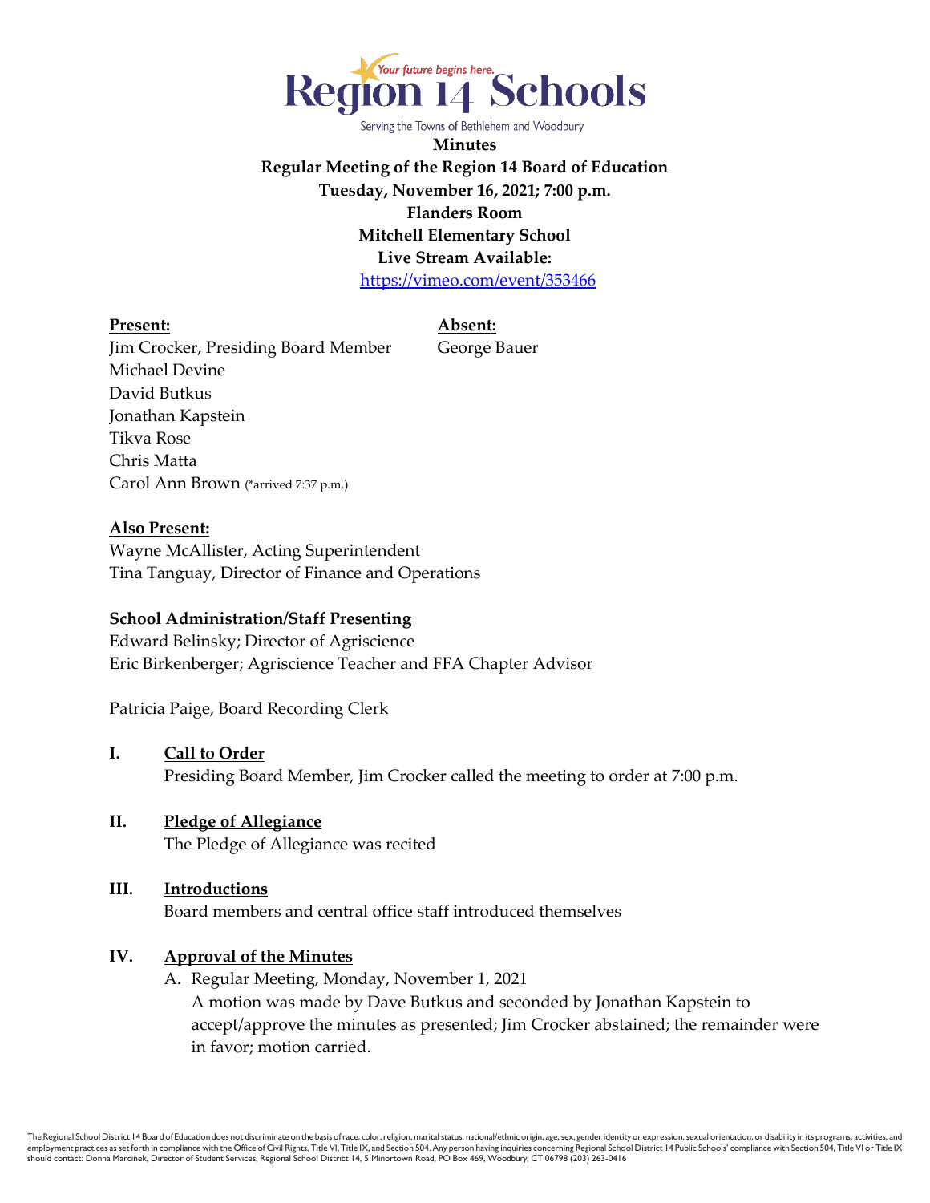Region 14 Schools
Your future begins here.
Serving the Towns of Bethlehem and Woodbury

**Minutes**
**Regular Meeting of the Region 14 Board of Education**
**Tuesday, November 16, 2021; 7:00 p.m.**
**Flanders Room**
**Mitchell Elementary School**
**Live Stream Available:**
https://vimeo.com/event/353466

| **Present:** | **Absent:** |
|---|---|
| Jim Crocker, Presiding Board Member | George Bauer |
| Michael Devine | |
| David Butkus | |
| Jonathan Kapstein | |
| Tikva Rose | |
| Chris Matta | |
| Carol Ann Brown (*arrived 7:37 p.m.) | |

**Also Present:**
Wayne McAllister, Acting Superintendent
Tina Tanguay, Director of Finance and Operations

**School Administration/Staff Presenting**
Edward Belinsky; Director of Agriscience
Eric Birkenberger; Agriscience Teacher and FFA Chapter Advisor

Patricia Paige, Board Recording Clerk

## I. Call to Order

Presiding Board Member, Jim Crocker called the meeting to order at 7:00 p.m.

## II. Pledge of Allegiance

The Pledge of Allegiance was recited

## III. Introductions

Board members and central office staff introduced themselves

## IV. Approval of the Minutes

A. Regular Meeting, Monday, November 1, 2021
A motion was made by Dave Butkus and seconded by Jonathan Kapstein to accept/approve the minutes as presented; Jim Crocker abstained; the remainder were in favor; motion carried.

The Regional School District 14 Board of Education does not discriminate on the basis of race, color, religion, marital status, national/ethnic origin, age, sex, gender identity or expression, sexual orientation, or disability in its programs, activities, and employment practices as set forth in compliance with the Office of Civil Rights, Title VI, Title IX, and Section 504. Any person having inquiries concerning Regional School District 14 Public Schools' compliance with Section 504, Title VI or Title IX should contact: Donna Marcinek, Director of Student Services, Regional School District 14, 5 Minortown Road, PO Box 469, Woodbury, CT 06798 (203) 263-0416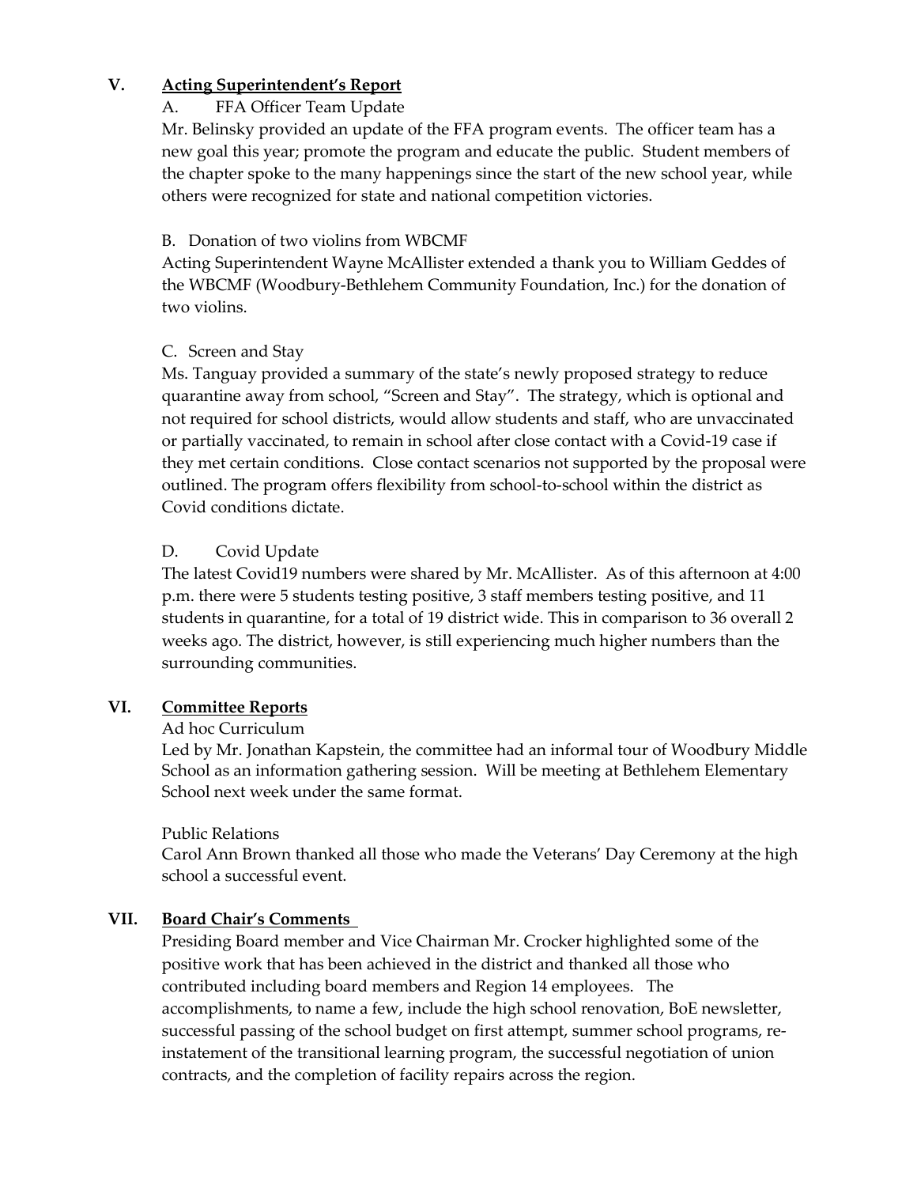## V. Acting Superintendent's Report

A. FFA Officer Team Update

Mr. Belinsky provided an update of the FFA program events. The officer team has a new goal this year; promote the program and educate the public. Student members of the chapter spoke to the many happenings since the start of the new school year, while others were recognized for state and national competition victories.

B. Donation of two violins from WBCMF

Acting Superintendent Wayne McAllister extended a thank you to William Geddes of the WBCMF (Woodbury-Bethlehem Community Foundation, Inc.) for the donation of two violins.

C. Screen and Stay

Ms. Tanguay provided a summary of the state's newly proposed strategy to reduce quarantine away from school, "Screen and Stay". The strategy, which is optional and not required for school districts, would allow students and staff, who are unvaccinated or partially vaccinated, to remain in school after close contact with a Covid-19 case if they met certain conditions. Close contact scenarios not supported by the proposal were outlined. The program offers flexibility from school-to-school within the district as Covid conditions dictate.

D. Covid Update

The latest Covid19 numbers were shared by Mr. McAllister. As of this afternoon at 4:00 p.m. there were 5 students testing positive, 3 staff members testing positive, and 11 students in quarantine, for a total of 19 district wide. This in comparison to 36 overall 2 weeks ago. The district, however, is still experiencing much higher numbers than the surrounding communities.

## VI. Committee Reports

Ad hoc Curriculum

Led by Mr. Jonathan Kapstein, the committee had an informal tour of Woodbury Middle School as an information gathering session. Will be meeting at Bethlehem Elementary School next week under the same format.

Public Relations

Carol Ann Brown thanked all those who made the Veterans' Day Ceremony at the high school a successful event.

## VII. Board Chair's Comments

Presiding Board member and Vice Chairman Mr. Crocker highlighted some of the positive work that has been achieved in the district and thanked all those who contributed including board members and Region 14 employees. The accomplishments, to name a few, include the high school renovation, BoE newsletter, successful passing of the school budget on first attempt, summer school programs, re-instatement of the transitional learning program, the successful negotiation of union contracts, and the completion of facility repairs across the region.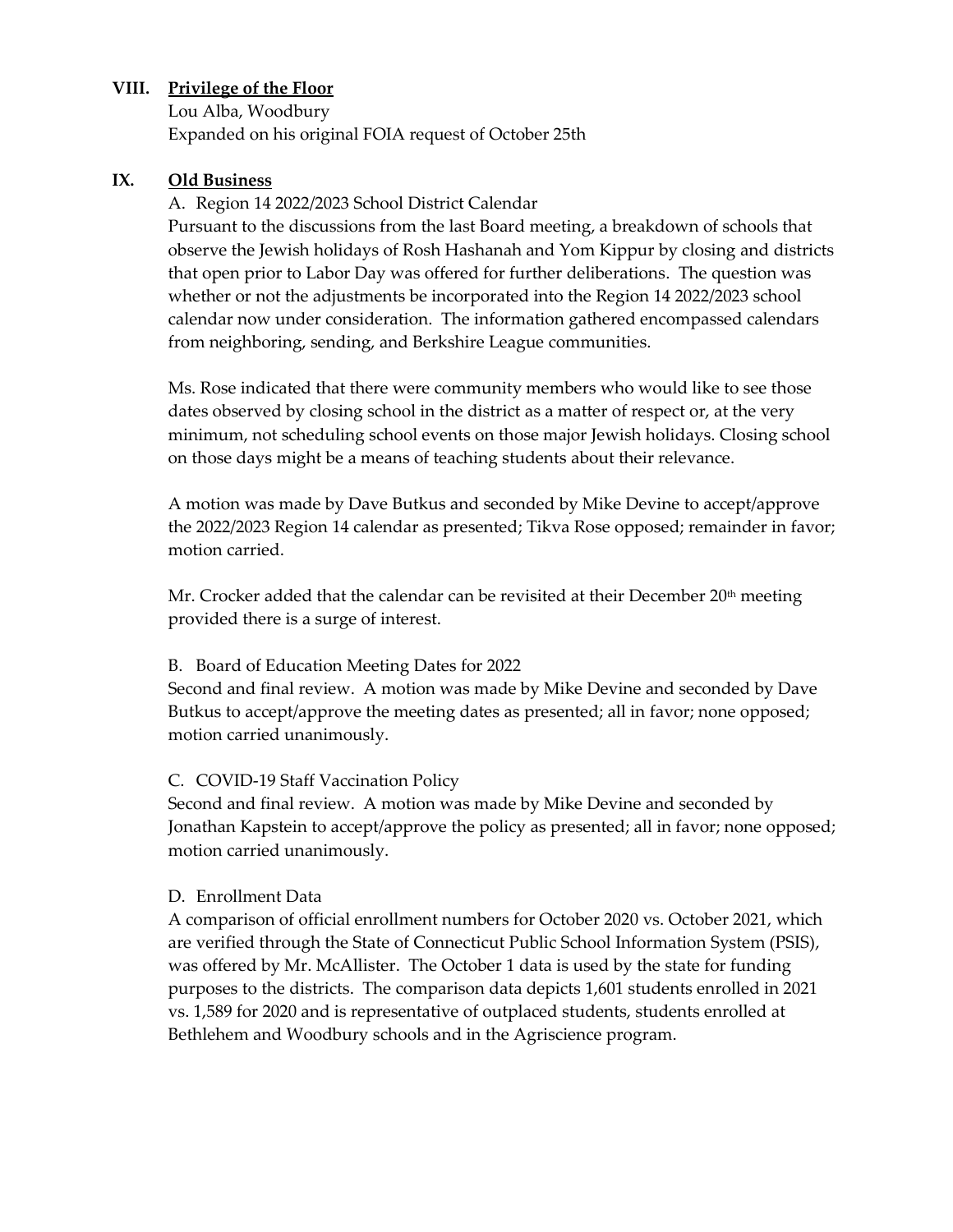## VIII. Privilege of the Floor

Lou Alba, Woodbury
Expanded on his original FOIA request of October 25th

## IX. Old Business

A. Region 14 2022/2023 School District Calendar
Pursuant to the discussions from the last Board meeting, a breakdown of schools that observe the Jewish holidays of Rosh Hashanah and Yom Kippur by closing and districts that open prior to Labor Day was offered for further deliberations. The question was whether or not the adjustments be incorporated into the Region 14 2022/2023 school calendar now under consideration. The information gathered encompassed calendars from neighboring, sending, and Berkshire League communities.

Ms. Rose indicated that there were community members who would like to see those dates observed by closing school in the district as a matter of respect or, at the very minimum, not scheduling school events on those major Jewish holidays. Closing school on those days might be a means of teaching students about their relevance.

A motion was made by Dave Butkus and seconded by Mike Devine to accept/approve the 2022/2023 Region 14 calendar as presented; Tikva Rose opposed; remainder in favor; motion carried.

Mr. Crocker added that the calendar can be revisited at their December 20th meeting provided there is a surge of interest.

B. Board of Education Meeting Dates for 2022
Second and final review. A motion was made by Mike Devine and seconded by Dave Butkus to accept/approve the meeting dates as presented; all in favor; none opposed; motion carried unanimously.

C. COVID-19 Staff Vaccination Policy
Second and final review. A motion was made by Mike Devine and seconded by Jonathan Kapstein to accept/approve the policy as presented; all in favor; none opposed; motion carried unanimously.

D. Enrollment Data
A comparison of official enrollment numbers for October 2020 vs. October 2021, which are verified through the State of Connecticut Public School Information System (PSIS), was offered by Mr. McAllister. The October 1 data is used by the state for funding purposes to the districts. The comparison data depicts 1,601 students enrolled in 2021 vs. 1,589 for 2020 and is representative of outplaced students, students enrolled at Bethlehem and Woodbury schools and in the Agriscience program.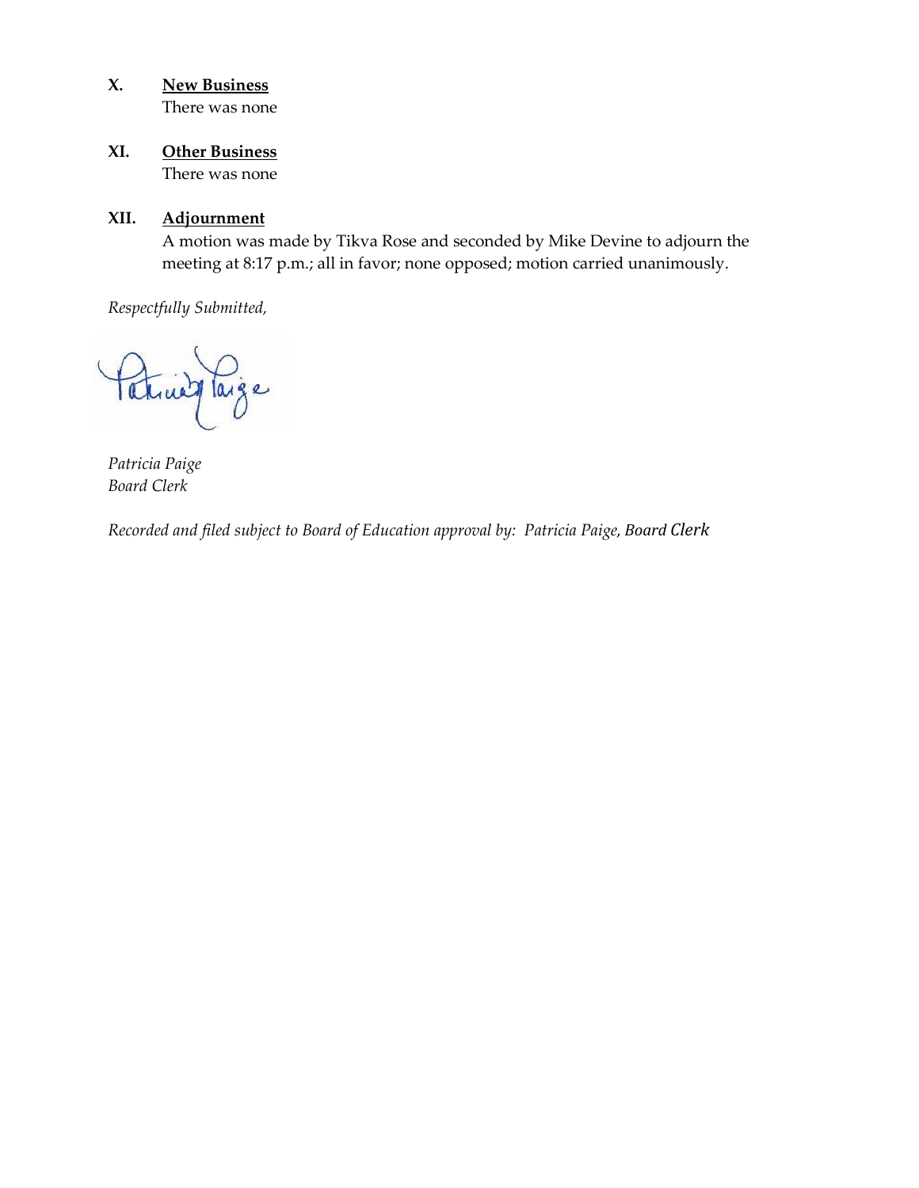**X. New Business**

There was none

**XI. Other Business**

There was none

**XII. Adjournment**

A motion was made by Tikva Rose and seconded by Mike Devine to adjourn the meeting at 8:17 p.m.; all in favor; none opposed; motion carried unanimously.

*Respectfully Submitted,*

*Patricia Paige*
*Board Clerk*

*Recorded and filed subject to Board of Education approval by: Patricia Paige, Board Clerk*